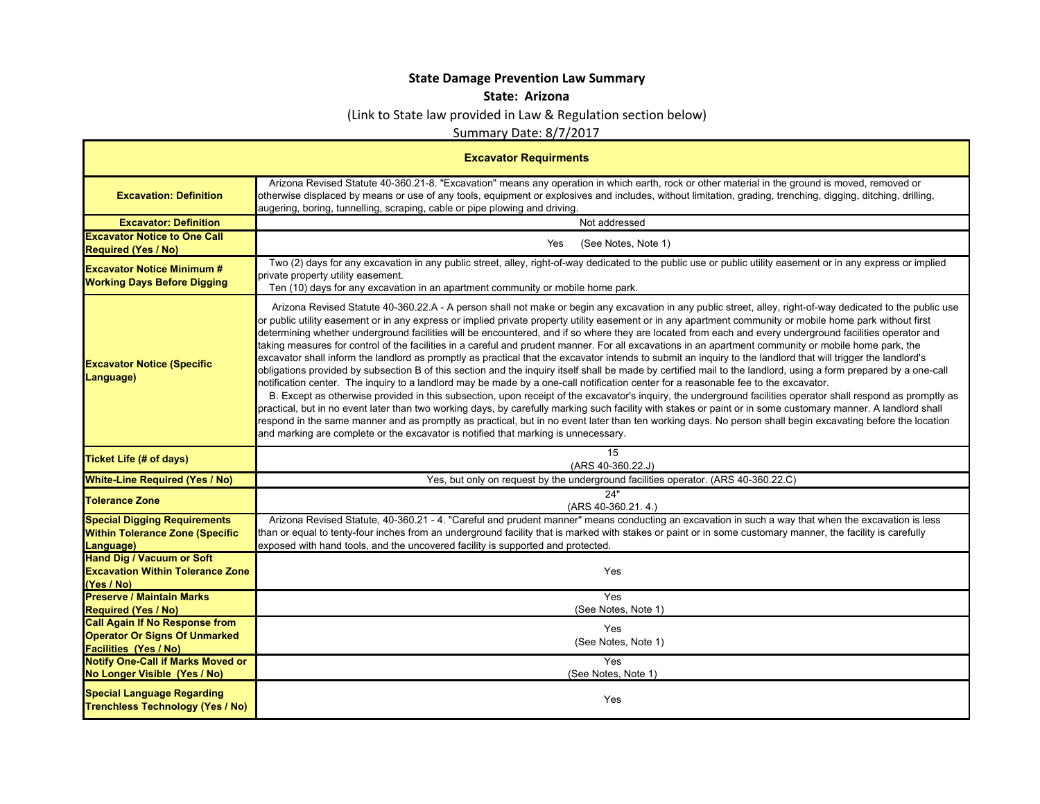# State Damage Prevention Law Summary

## State: Arizona

(Link to State law provided in Law & Regulation section below)

Summary Date: 8/7/2017

| Excavator Requirments | |
|---|---|
| **Excavation: Definition** | Arizona Revised Statute 40-360.21-8. "Excavation" means any operation in which earth, rock or other material in the ground is moved, removed or otherwise displaced by means or use of any tools, equipment or explosives and includes, without limitation, grading, trenching, digging, ditching, drilling, augering, boring, tunnelling, scraping, cable or pipe plowing and driving. |
| **Excavator: Definition** | Not addressed |
| **Excavator Notice to One Call Required (Yes / No)** | Yes (See Notes, Note 1) |
| **Excavator Notice Minimum # Working Days Before Digging** | Two (2) days for any excavation in any public street, alley, right-of-way dedicated to the public use or public utility easement or in any express or implied private property utility easement.<br>Ten (10) days for any excavation in an apartment community or mobile home park. |
| **Excavator Notice (Specific Language)** | Arizona Revised Statute 40-360.22.A - A person shall not make or begin any excavation in any public street, alley, right-of-way dedicated to the public use or public utility easement or in any express or implied private property utility easement or in any apartment community or mobile home park without first determining whether underground facilities will be encountered, and if so where they are located from each and every underground facilities operator and taking measures for control of the facilities in a careful and prudent manner. For all excavations in an apartment community or mobile home park, the excavator shall inform the landlord as promptly as practical that the excavator intends to submit an inquiry to the landlord that will trigger the landlord's obligations provided by subsection B of this section and the inquiry itself shall be made by certified mail to the landlord, using a form prepared by a one-call notification center. The inquiry to a landlord may be made by a one-call notification center for a reasonable fee to the excavator.<br>B. Except as otherwise provided in this subsection, upon receipt of the excavator's inquiry, the underground facilities operator shall respond as promptly as practical, but in no event later than two working days, by carefully marking such facility with stakes or paint or in some customary manner. A landlord shall respond in the same manner and as promptly as practical, but in no event later than ten working days. No person shall begin excavating before the location and marking are complete or the excavator is notified that marking is unnecessary. |
| **Ticket Life (# of days)** | 15<br>(ARS 40-360.22.J) |
| **White-Line Required (Yes / No)** | Yes, but only on request by the underground facilities operator. (ARS 40-360.22.C) |
| **Tolerance Zone** | 24"<br>(ARS 40-360.21. 4.) |
| **Special Digging Requirements Within Tolerance Zone (Specific Language)** | Arizona Revised Statute, 40-360.21 - 4. "Careful and prudent manner" means conducting an excavation in such a way that when the excavation is less than or equal to tenty-four inches from an underground facility that is marked with stakes or paint or in some customary manner, the facility is carefully exposed with hand tools, and the uncovered facility is supported and protected. |
| **Hand Dig / Vacuum or Soft Excavation Within Tolerance Zone (Yes / No)** | Yes |
| **Preserve / Maintain Marks Required (Yes / No)** | Yes<br>(See Notes, Note 1) |
| **Call Again If No Response from Operator Or Signs Of Unmarked Facilities (Yes / No)** | Yes<br>(See Notes, Note 1) |
| **Notify One-Call if Marks Moved or No Longer Visible (Yes / No)** | Yes<br>(See Notes, Note 1) |
| **Special Language Regarding Trenchless Technology (Yes / No)** | Yes |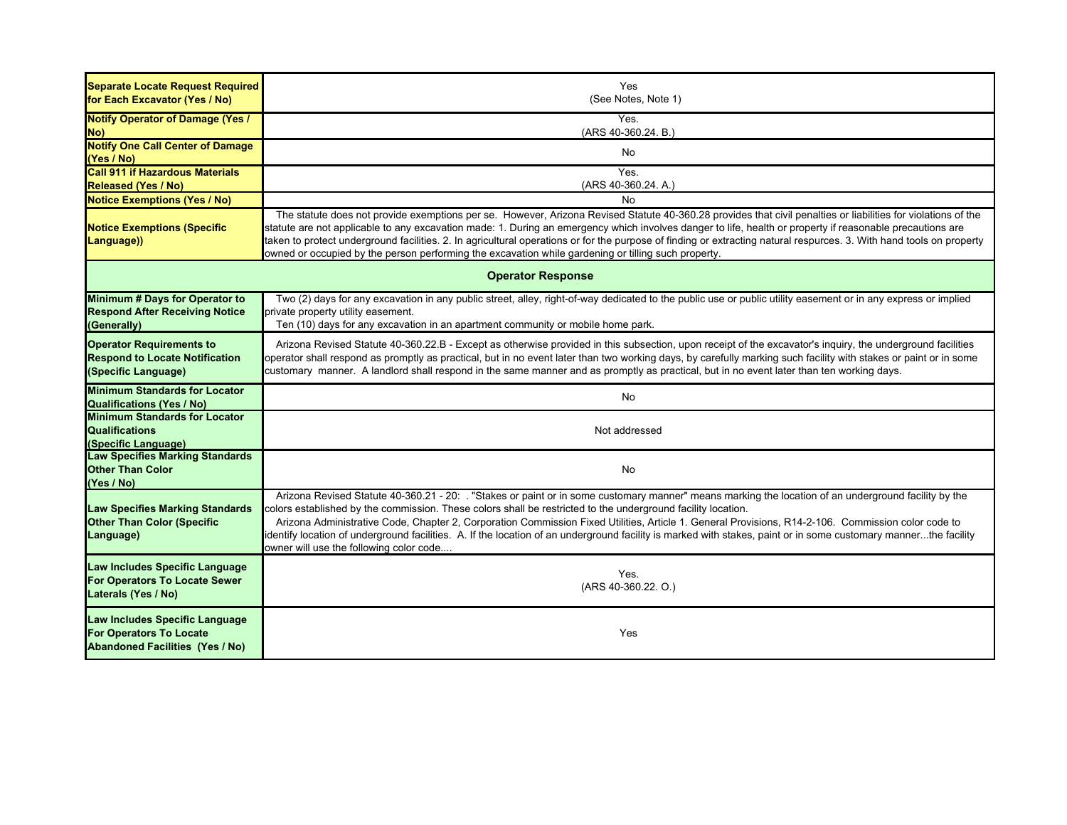| | |
|---|---|
| **Separate Locate Request Required for Each Excavator (Yes / No)** | Yes<br>(See Notes, Note 1) |
| **Notify Operator of Damage (Yes / No)** | Yes.<br>(ARS 40-360.24. B.) |
| **Notify One Call Center of Damage (Yes / No)** | No |
| **Call 911 if Hazardous Materials Released (Yes / No)** | Yes.<br>(ARS 40-360.24. A.) |
| **Notice Exemptions (Yes / No)** | No |
| **Notice Exemptions (Specific Language))** | The statute does not provide exemptions per se. However, Arizona Revised Statute 40-360.28 provides that civil penalties or liabilities for violations of the statute are not applicable to any excavation made: 1. During an emergency which involves danger to life, health or property if reasonable precautions are taken to protect underground facilities. 2. In agricultural operations or for the purpose of finding or extracting natural respurces. 3. With hand tools on property owned or occupied by the person performing the excavation while gardening or tilling such property. |
| **Operator Response** | |
| **Minimum # Days for Operator to Respond After Receiving Notice (Generally)** | Two (2) days for any excavation in any public street, alley, right-of-way dedicated to the public use or public utility easement or in any express or implied private property utility easement.<br>Ten (10) days for any excavation in an apartment community or mobile home park. |
| **Operator Requirements to Respond to Locate Notification (Specific Language)** | Arizona Revised Statute 40-360.22.B - Except as otherwise provided in this subsection, upon receipt of the excavator's inquiry, the underground facilities operator shall respond as promptly as practical, but in no event later than two working days, by carefully marking such facility with stakes or paint or in some customary manner. A landlord shall respond in the same manner and as promptly as practical, but in no event later than ten working days. |
| **Minimum Standards for Locator Qualifications (Yes / No)** | No |
| **Minimum Standards for Locator Qualifications (Specific Language)** | Not addressed |
| **Law Specifies Marking Standards Other Than Color (Yes / No)** | No |
| **Law Specifies Marking Standards Other Than Color (Specific Language)** | Arizona Revised Statute 40-360.21 - 20: . "Stakes or paint or in some customary manner" means marking the location of an underground facility by the colors established by the commission. These colors shall be restricted to the underground facility location.<br>Arizona Administrative Code, Chapter 2, Corporation Commission Fixed Utilities, Article 1. General Provisions, R14-2-106. Commission color code to identify location of underground facilities. A. If the location of an underground facility is marked with stakes, paint or in some customary manner...the facility owner will use the following color code.... |
| **Law Includes Specific Language For Operators To Locate Sewer Laterals (Yes / No)** | Yes.<br>(ARS 40-360.22. O.) |
| **Law Includes Specific Language For Operators To Locate Abandoned Facilities (Yes / No)** | Yes |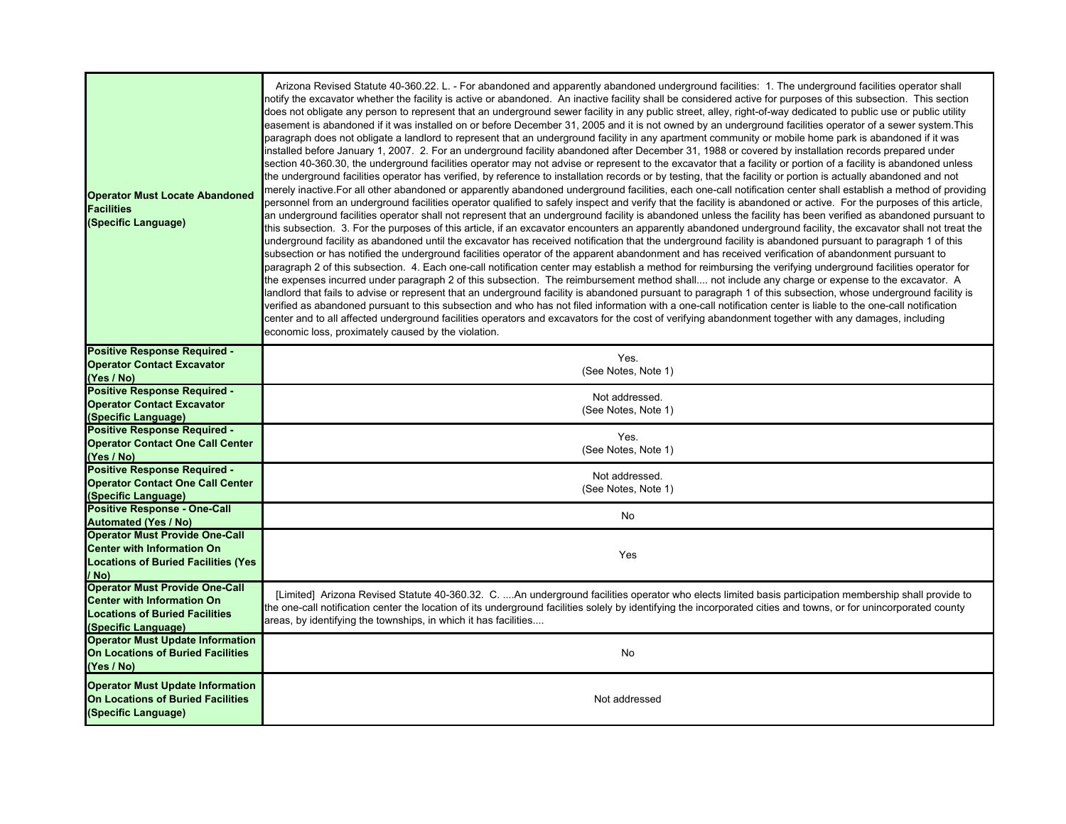| | |
|---|---|
| **Operator Must Locate Abandoned Facilities (Specific Language)** | Arizona Revised Statute 40-360.22. L. - For abandoned and apparently abandoned underground facilities: 1. The underground facilities operator shall notify the excavator whether the facility is active or abandoned. An inactive facility shall be considered active for purposes of this subsection. This section does not obligate any person to represent that an underground sewer facility in any public street, alley, right-of-way dedicated to public use or public utility easement is abandoned if it was installed on or before December 31, 2005 and it is not owned by an underground facilities operator of a sewer system.This paragraph does not obligate a landlord to represent that an underground facility in any apartment community or mobile home park is abandoned if it was installed before January 1, 2007. 2. For an underground facility abandoned after December 31, 1988 or covered by installation records prepared under section 40-360.30, the underground facilities operator may not advise or represent to the excavator that a facility or portion of a facility is abandoned unless the underground facilities operator has verified, by reference to installation records or by testing, that the facility or portion is actually abandoned and not merely inactive.For all other abandoned or apparently abandoned underground facilities, each one-call notification center shall establish a method of providing personnel from an underground facilities operator qualified to safely inspect and verify that the facility is abandoned or active. For the purposes of this article, an underground facilities operator shall not represent that an underground facility is abandoned unless the facility has been verified as abandoned pursuant to this subsection. 3. For the purposes of this article, if an excavator encounters an apparently abandoned underground facility, the excavator shall not treat the underground facility as abandoned until the excavator has received notification that the underground facility is abandoned pursuant to paragraph 1 of this subsection or has notified the underground facilities operator of the apparent abandonment and has received verification of abandonment pursuant to paragraph 2 of this subsection. 4. Each one-call notification center may establish a method for reimbursing the verifying underground facilities operator for the expenses incurred under paragraph 2 of this subsection. The reimbursement method shall.... not include any charge or expense to the excavator. A landlord that fails to advise or represent that an underground facility is abandoned pursuant to paragraph 1 of this subsection, whose underground facility is verified as abandoned pursuant to this subsection and who has not filed information with a one-call notification center is liable to the one-call notification center and to all affected underground facilities operators and excavators for the cost of verifying abandonment together with any damages, including economic loss, proximately caused by the violation. |
| **Positive Response Required - Operator Contact Excavator (Yes / No)** | Yes.<br>(See Notes, Note 1) |
| **Positive Response Required - Operator Contact Excavator (Specific Language)** | Not addressed.<br>(See Notes, Note 1) |
| **Positive Response Required - Operator Contact One Call Center (Yes / No)** | Yes.<br>(See Notes, Note 1) |
| **Positive Response Required - Operator Contact One Call Center (Specific Language)** | Not addressed.<br>(See Notes, Note 1) |
| **Positive Response - One-Call Automated (Yes / No)** | No |
| **Operator Must Provide One-Call Center with Information On Locations of Buried Facilities (Yes / No)** | Yes |
| **Operator Must Provide One-Call Center with Information On Locations of Buried Facilities (Specific Language)** | [Limited] Arizona Revised Statute 40-360.32. C. ....An underground facilities operator who elects limited basis participation membership shall provide to the one-call notification center the location of its underground facilities solely by identifying the incorporated cities and towns, or for unincorporated county areas, by identifying the townships, in which it has facilities.... |
| **Operator Must Update Information On Locations of Buried Facilities (Yes / No)** | No |
| **Operator Must Update Information On Locations of Buried Facilities (Specific Language)** | Not addressed |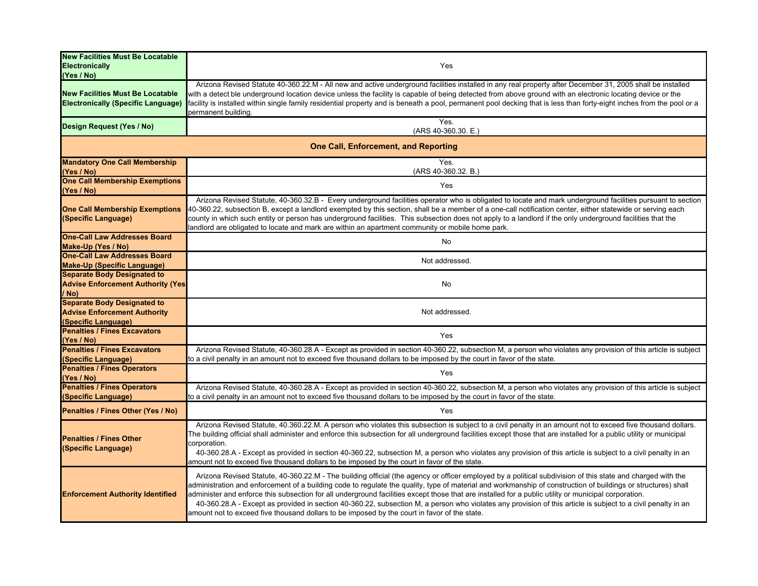| | |
|---|---|
| **New Facilities Must Be Locatable Electronically (Yes / No)** | Yes |
| **New Facilities Must Be Locatable Electronically (Specific Language)** | Arizona Revised Statute 40-360.22.M - All new and active underground facilities installed in any real property after December 31, 2005 shall be installed with a detect ble underground location device unless the facility is capable of being detected from above ground with an electronic locating device or the facility is installed within single family residential property and is beneath a pool, permanent pool decking that is less than forty-eight inches from the pool or a permanent building. |
| **Design Request (Yes / No)** | Yes. (ARS 40-360.30. E.) |
| **One Call, Enforcement, and Reporting** | |
| **Mandatory One Call Membership (Yes / No)** | Yes. (ARS 40-360.32. B.) |
| **One Call Membership Exemptions (Yes / No)** | Yes |
| **One Call Membership Exemptions (Specific Language)** | Arizona Revised Statute, 40-360.32.B - Every underground facilities operator who is obligated to locate and mark underground facilities pursuant to section 40-360.22, subsection B, except a landlord exempted by this section, shall be a member of a one-call notification center, either statewide or serving each county in which such entity or person has underground facilities. This subsection does not apply to a landlord if the only underground facilities that the landlord are obligated to locate and mark are within an apartment community or mobile home park. |
| **One-Call Law Addresses Board Make-Up (Yes / No)** | No |
| **One-Call Law Addresses Board Make-Up (Specific Language)** | Not addressed. |
| **Separate Body Designated to Advise Enforcement Authority (Yes / No)** | No |
| **Separate Body Designated to Advise Enforcement Authority (Specific Language)** | Not addressed. |
| **Penalties / Fines Excavators (Yes / No)** | Yes |
| **Penalties / Fines Excavators (Specific Language)** | Arizona Revised Statute, 40-360.28.A - Except as provided in section 40-360.22, subsection M, a person who violates any provision of this article is subject to a civil penalty in an amount not to exceed five thousand dollars to be imposed by the court in favor of the state. |
| **Penalties / Fines Operators (Yes / No)** | Yes |
| **Penalties / Fines Operators (Specific Language)** | Arizona Revised Statute, 40-360.28.A - Except as provided in section 40-360.22, subsection M, a person who violates any provision of this article is subject to a civil penalty in an amount not to exceed five thousand dollars to be imposed by the court in favor of the state. |
| **Penalties / Fines Other (Yes / No)** | Yes |
| **Penalties / Fines Other (Specific Language)** | Arizona Revised Statute, 40.360.22.M. A person who violates this subsection is subject to a civil penalty in an amount not to exceed five thousand dollars. The building official shall administer and enforce this subsection for all underground facilities except those that are installed for a public utility or municipal corporation.<br>40-360.28.A - Except as provided in section 40-360.22, subsection M, a person who violates any provision of this article is subject to a civil penalty in an amount not to exceed five thousand dollars to be imposed by the court in favor of the state. |
| **Enforcement Authority Identified** | Arizona Revised Statute, 40-360.22.M - The building official (the agency or officer employed by a political subdivision of this state and charged with the administration and enforcement of a building code to regulate the quality, type of material and workmanship of construction of buildings or structures) shall administer and enforce this subsection for all underground facilities except those that are installed for a public utility or municipal corporation.<br>40-360.28.A - Except as provided in section 40-360.22, subsection M, a person who violates any provision of this article is subject to a civil penalty in an amount not to exceed five thousand dollars to be imposed by the court in favor of the state. |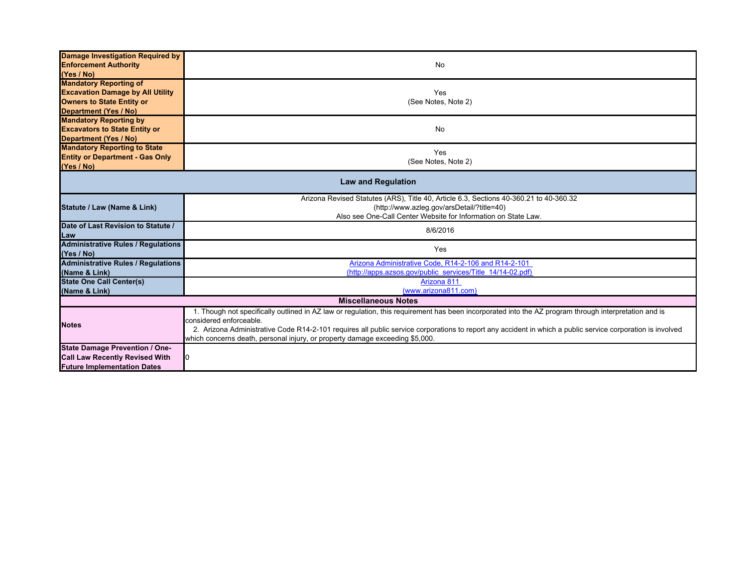| | |
|---|---|
| **Damage Investigation Required by Enforcement Authority (Yes / No)** | No |
| **Mandatory Reporting of Excavation Damage by All Utility Owners to State Entity or Department (Yes / No)** | Yes<br>(See Notes, Note 2) |
| **Mandatory Reporting by Excavators to State Entity or Department (Yes / No)** | No |
| **Mandatory Reporting to State Entity or Department - Gas Only (Yes / No)** | Yes<br>(See Notes, Note 2) |
| **Law and Regulation** | |
| **Statute / Law (Name & Link)** | Arizona Revised Statutes (ARS), Title 40, Article 6.3, Sections 40-360.21 to 40-360.32<br>(http://www.azleg.gov/arsDetail/?title=40)<br>Also see One-Call Center Website for Information on State Law. |
| **Date of Last Revision to Statute / Law** | 8/6/2016 |
| **Administrative Rules / Regulations (Yes / No)** | Yes |
| **Administrative Rules / Regulations (Name & Link)** | Arizona Administrative Code, R14-2-106 and R14-2-101<br>(http://apps.azsos.gov/public_services/Title_14/14-02.pdf) |
| **State One Call Center(s) (Name & Link)** | Arizona 811<br>(www.arizona811.com) |
| **Miscellaneous Notes** | |
| **Notes** | 1. Though not specifically outlined in AZ law or regulation, this requirement has been incorporated into the AZ program through interpretation and is considered enforceable.<br>2. Arizona Administrative Code R14-2-101 requires all public service corporations to report any accident in which a public service corporation is involved which concerns death, personal injury, or property damage exceeding $5,000. |
| **State Damage Prevention / One-Call Law Recently Revised With Future Implementation Dates** | 0 |